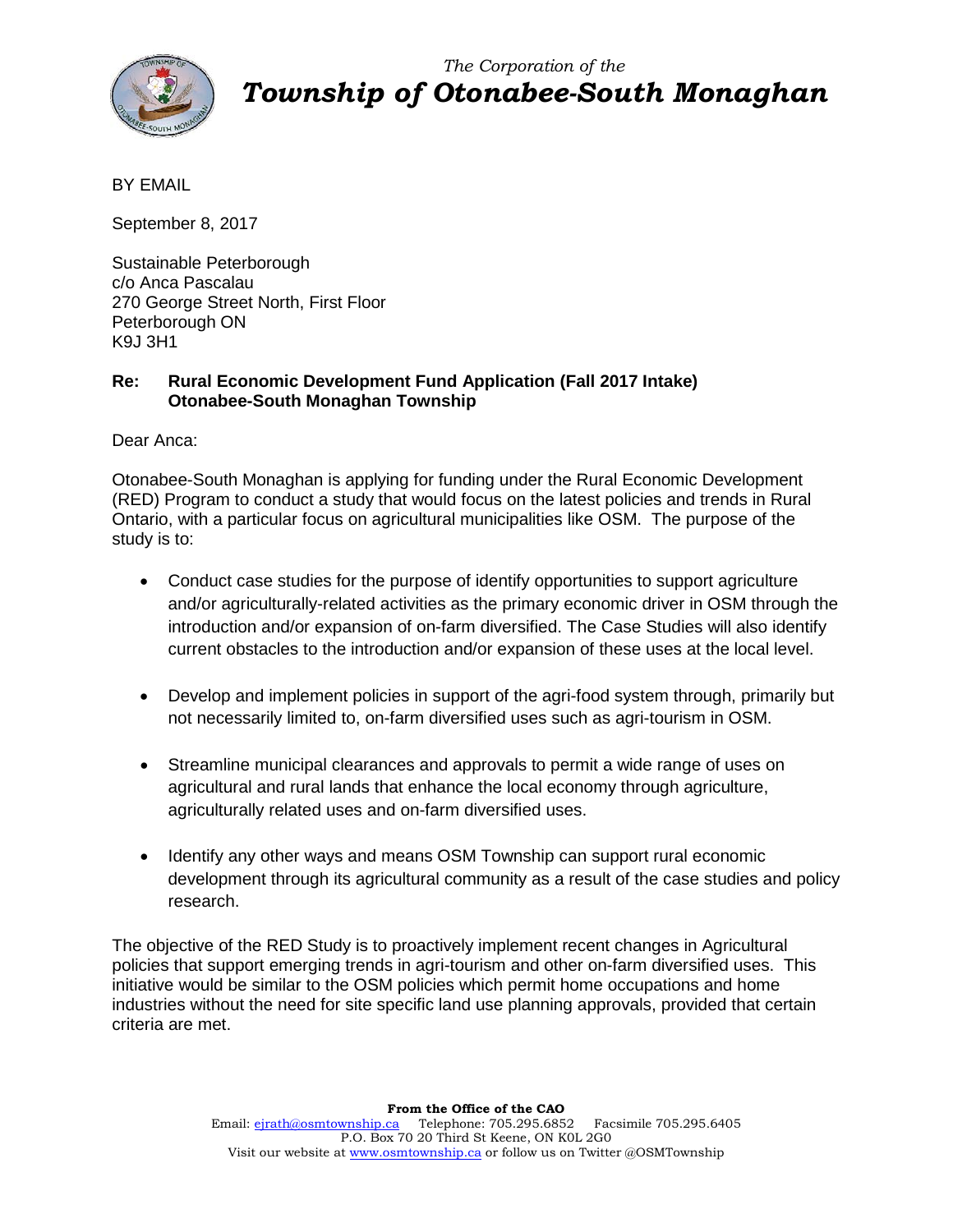*The Corporation of the*

# *Township of Otonabee-South Monaghan*

BY EMAIL

September 8, 2017

Sustainable Peterborough
c/o Anca Pascalau
270 George Street North, First Floor
Peterborough ON
K9J 3H1

**Re: Rural Economic Development Fund Application (Fall 2017 Intake)**
**Otonabee-South Monaghan Township**

Dear Anca:

Otonabee-South Monaghan is applying for funding under the Rural Economic Development (RED) Program to conduct a study that would focus on the latest policies and trends in Rural Ontario, with a particular focus on agricultural municipalities like OSM. The purpose of the study is to:

- Conduct case studies for the purpose of identify opportunities to support agriculture and/or agriculturally-related activities as the primary economic driver in OSM through the introduction and/or expansion of on-farm diversified. The Case Studies will also identify current obstacles to the introduction and/or expansion of these uses at the local level.

- Develop and implement policies in support of the agri-food system through, primarily but not necessarily limited to, on-farm diversified uses such as agri-tourism in OSM.

- Streamline municipal clearances and approvals to permit a wide range of uses on agricultural and rural lands that enhance the local economy through agriculture, agriculturally related uses and on-farm diversified uses.

- Identify any other ways and means OSM Township can support rural economic development through its agricultural community as a result of the case studies and policy research.

The objective of the RED Study is to proactively implement recent changes in Agricultural policies that support emerging trends in agri-tourism and other on-farm diversified uses. This initiative would be similar to the OSM policies which permit home occupations and home industries without the need for site specific land use planning approvals, provided that certain criteria are met.

**From the Office of the CAO**
Email: ejrath@osmtownship.ca Telephone: 705.295.6852 Facsimile 705.295.6405
P.O. Box 70 20 Third St Keene, ON K0L 2G0
Visit our website at www.osmtownship.ca or follow us on Twitter @OSMTownship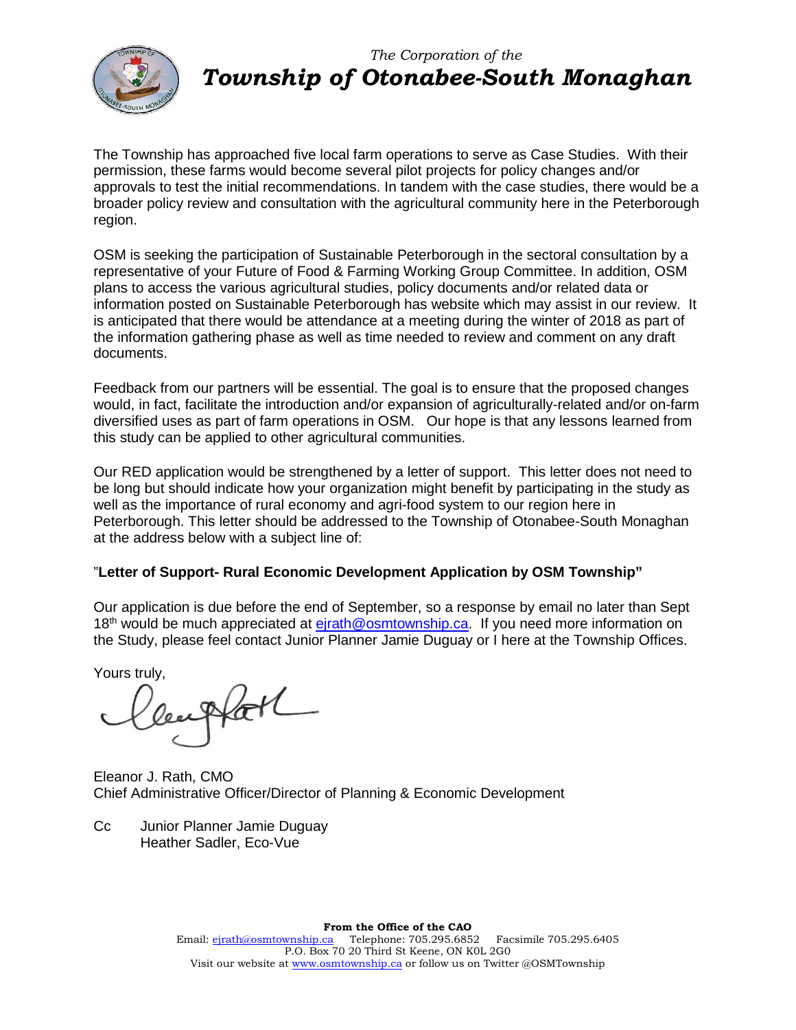*The Corporation of the*

# *Township of Otonabee-South Monaghan*

The Township has approached five local farm operations to serve as Case Studies. With their permission, these farms would become several pilot projects for policy changes and/or approvals to test the initial recommendations. In tandem with the case studies, there would be a broader policy review and consultation with the agricultural community here in the Peterborough region.

OSM is seeking the participation of Sustainable Peterborough in the sectoral consultation by a representative of your Future of Food & Farming Working Group Committee. In addition, OSM plans to access the various agricultural studies, policy documents and/or related data or information posted on Sustainable Peterborough has website which may assist in our review. It is anticipated that there would be attendance at a meeting during the winter of 2018 as part of the information gathering phase as well as time needed to review and comment on any draft documents.

Feedback from our partners will be essential. The goal is to ensure that the proposed changes would, in fact, facilitate the introduction and/or expansion of agriculturally-related and/or on-farm diversified uses as part of farm operations in OSM. Our hope is that any lessons learned from this study can be applied to other agricultural communities.

Our RED application would be strengthened by a letter of support. This letter does not need to be long but should indicate how your organization might benefit by participating in the study as well as the importance of rural economy and agri-food system to our region here in Peterborough. This letter should be addressed to the Township of Otonabee-South Monaghan at the address below with a subject line of:

"**Letter of Support- Rural Economic Development Application by OSM Township"**

Our application is due before the end of September, so a response by email no later than Sept 18th would be much appreciated at ejrath@osmtownship.ca. If you need more information on the Study, please feel contact Junior Planner Jamie Duguay or I here at the Township Offices.

Yours truly,

Eleanor J. Rath, CMO
Chief Administrative Officer/Director of Planning & Economic Development

Cc Junior Planner Jamie Duguay
Heather Sadler, Eco-Vue

**From the Office of the CAO**
Email: ejrath@osmtownship.ca Telephone: 705.295.6852 Facsimile 705.295.6405
P.O. Box 70 20 Third St Keene, ON K0L 2G0
Visit our website at www.osmtownship.ca or follow us on Twitter @OSMTownship